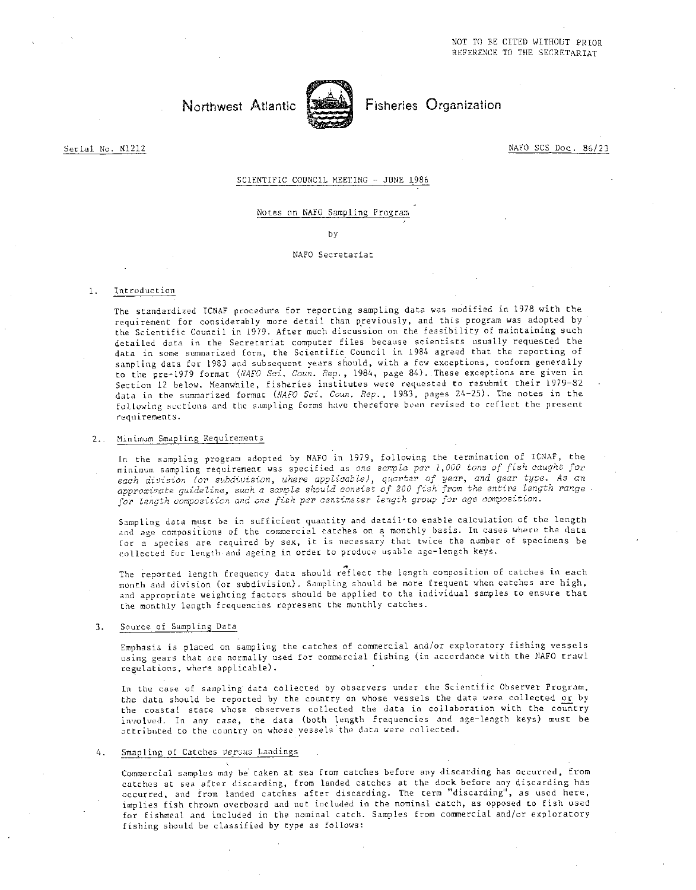NOT TO BE CITED WITHOUT PRIOR REFERENCE TO THE SECRETARIAT

# Northwest Atlantic Fisheries Organization

Serial No. N1212

NAFO SCS Doc. 86/23

SCIENTIFIC COUNCIL MEETING - JUNE 1986

## Notes on NAFO Sampling Program

by

NAFO Secretariat

### 1. Introduction

The standardized ICNAF procedure for reporting sampling data was modified in 1978 with the requirement for considerably more detail than previously, and this program was adopted by the Scientific Council in 1979. After much discussion on the feasibility of maintaining such detailed data in the Secretariat computer files because scientists usually requested the data in some summarized form, the Scientific Council in 1984 agreed that the reporting of sampling data for 1983 and subsequent years should, with a few exceptions, conform generally to the pre-1979 format (*NAFO Sci. Coun. Rep.*, 1984, page 84). These exceptions are given in Section 12 below. Meanwhile, fisheries institutes were requested to resubmit their 1979-82 data in the summarized format (*NAFO Sci. Coun. Rep.*, 1983, pages 24-25). The notes in the following sections and the sampling forms have therefore been revised to reflect the present requirements.

### 2. Minimum Smapling Requirements

In the sampling program adopted by NAFO in 1979, following the termination of ICNAF, the minimum sampling requirement was specified as *one sample per 1,000 tons of fish caught for each division (or subdivision, where applicable), quarter of year, and gear type. As an approximate guideline, such a sample should consist of 200 fish from the entire length range for length composition and one fish per centimeter length group for age composition.*

Sampling data must be in sufficient quantity and detail to enable calculation of the length and age compositions of the commercial catches on a monthly basis. In cases where the data for a species are required by sex, it is necessary that twice the number of specimens be collected for length and ageing in order to produce usable age-length keys.

The reported length frequency data should reflect the length composition of catches in each month and division (or subdivision). Sampling should be more frequent when catches are high, and appropriate weighting factors should be applied to the individual samples to ensure that the monthly length frequencies represent the monthly catches.

### 3. Source of Sampling Data

Emphasis is placed on sampling the catches of commercial and/or exploratory fishing vessels using gears that are normally used for commercial fishing (in accordance with the NAFO trawl regulations, where applicable).

In the case of sampling data collected by observers under the Scientific Observer Program, the data should be reported by the country on whose vessels the data were collected <u>or</u> by the coastal state whose observers collected the data in collaboration with the country involved. In any case, the data (both length frequencies and age-length keys) must be attributed to the country on whose vessels the data were collected.

### 4. Smapling of Catches *versus* Landings

Commercial samples may be taken at sea from catches before any discarding has occurred, from catches at sea after discarding, from landed catches at the dock before any discarding has occurred, and from landed catches after discarding. The term "discarding", as used here, implies fish thrown overboard and not included in the nominal catch, as opposed to fish used for fishmeal and included in the nominal catch. Samples from commercial and/or exploratory fishing should be classified by type as follows: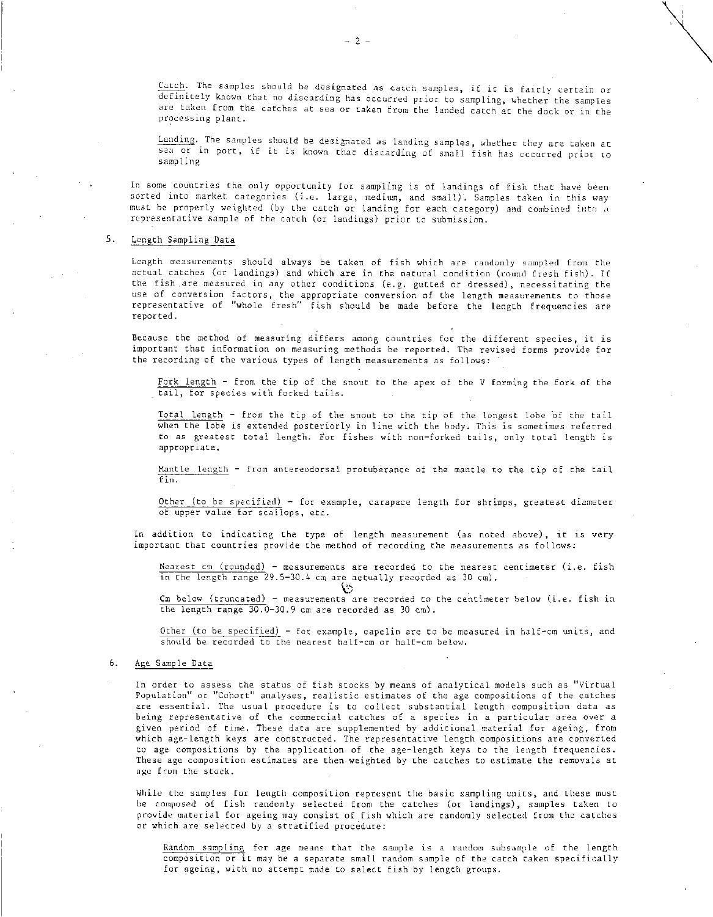Catch. The samples should be designated as catch samples, if it is fairly certain or definitely known that no discarding has occurred prior to sampling, whether the samples are taken from the catches at sea or taken from the landed catch at the dock or in the processing plant.

Landing. The samples should be designated as landing samples, whether they are taken at sea or in port, if it is known that discarding of small fish has occurred prior to sampling

In some countries the only opportunity for sampling is of landings of fish that have been sorted into market categories (i.e. large, medium, and small). Samples taken in this way must be properly weighted (by the catch or landing for each category) and combined into a representative sample of the catch (or landings) prior to submission.

## 5. Length Sampling Data

Length measurements should always be taken of fish which are randomly sampled from the actual catches (or landings) and which are in the natural condition (round fresh fish). If the fish are measured in any other conditions (e.g. gutted or dressed), necessitating the use of conversion factors, the appropriate conversion of the length measurements to those representative of "whole fresh" fish should be made before the length frequencies are reported.

Because the method of measuring differs among countries for the different species, it is important that information on measuring methods be reported. The revised forms provide for the recording of the various types of length measurements as follows:

Fork length - from the tip of the snout to the apex of the V forming the fork of the tail, for species with forked tails.

Total length - from the tip of the snout to the tip of the longest lobe of the tail when the lobe is extended posteriorly in line with the body. This is sometimes referred to as greatest total length. For fishes with non-forked tails, only total length is appropriate.

Mantle length - from antereodorsal protuberance of the mantle to the tip of the tail fin.

Other (to be specified) - for example, carapace length for shrimps, greatest diameter of upper value for scallops, etc.

In addition to indicating the type of length measurement (as noted above), it is very important that countries provide the method of recording the measurements as follows:

Nearest cm (rounded) - measurements are recorded to the nearest centimeter (i.e. fish in the length range 29.5-30.4 cm are actually recorded as 30 cm).

Cm below (truncated) - measurements are recorded to the centimeter below (i.e. fish in the length range 30.0-30.9 cm are recorded as 30 cm).

Other (to be specified) - for example, capelin are to be measured in half-cm units, and should be recorded to the nearest half-cm or half-cm below.

## 6. Age Sample Data

In order to assess the status of fish stocks by means of analytical models such as "Virtual Population" or "Cohort" analyses, realistic estimates of the age compositions of the catches are essential. The usual procedure is to collect substantial length composition data as being representative of the commercial catches of a species in a particular area over a given period of time. These data are supplemented by additional material for ageing, from which age-length keys are constructed. The representative length compositions are converted to age compositions by the application of the age-length keys to the length frequencies. These age composition estimates are then weighted by the catches to estimate the removals at age from the stock.

While the samples for length composition represent the basic sampling units, and these must be composed of fish randomly selected from the catches (or landings), samples taken to provide material for ageing may consist of fish which are randomly selected from the catches or which are selected by a stratified procedure:

Random sampling for age means that the sample is a random subsample of the length composition or it may be a separate small random sample of the catch taken specifically for ageing, with no attempt made to select fish by length groups.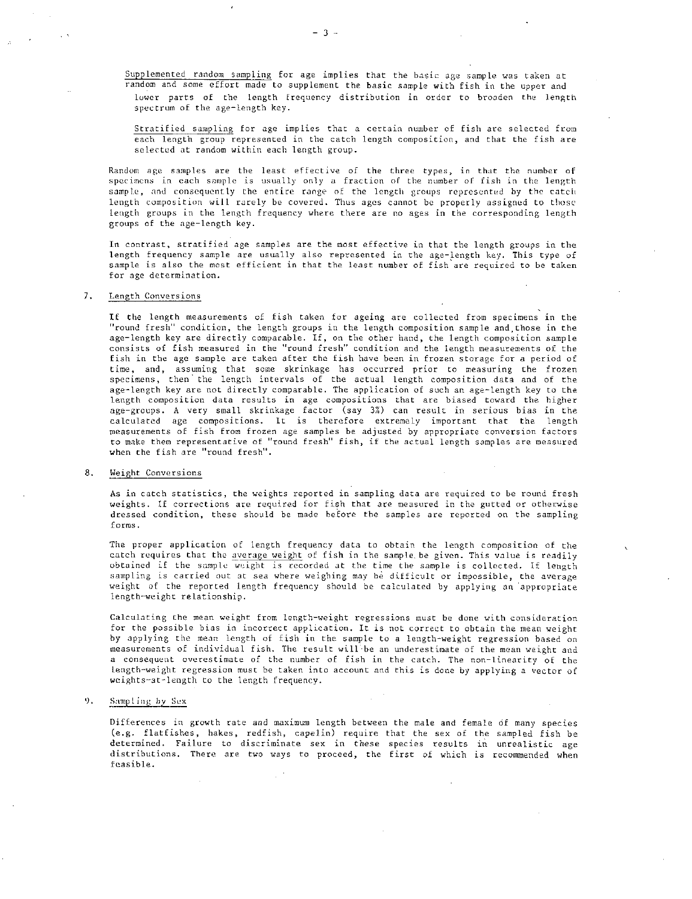Supplemented random sampling for age implies that the basic age sample was taken at random and some effort made to supplement the basic sample with fish in the upper and lower parts of the length frequency distribution in order to broaden the length spectrum of the age-length key.

Stratified sampling for age implies that a certain number of fish are selected from each length group represented in the catch length composition, and that the fish are selected at random within each length group.

Random age samples are the least effective of the three types, in that the number of specimens in each sample is usually only a fraction of the number of fish in the length sample, and consequently the entire range of the length groups represented by the catch length composition will rarely be covered. Thus ages cannot be properly assigned to those length groups in the length frequency where there are no ages in the corresponding length groups of the age-length key.

In contrast, stratified age samples are the most effective in that the length groups in the length frequency sample are usually also represented in the age-length key. This type of sample is also the most efficient in that the least number of fish are required to be taken for age determination.

## 7. Length Conversions

If the length measurements of fish taken for ageing are collected from specimens in the "round fresh" condition, the length groups in the length composition sample and those in the age-length key are directly comparable. If, on the other hand, the length composition sample consists of fish measured in the "round fresh" condition and the length measurements of the fish in the age sample are taken after the fish have been in frozen storage for a period of time, and, assuming that some skrinkage has occurred prior to measuring the frozen specimens, then the length intervals of the actual length composition data and of the age-length key are not directly comparable. The application of such an age-length key to the length composition data results in age compositions that are biased toward the higher age-groups. A very small skrinkage factor (say 3%) can result in serious bias in the calculated age compositions. It is therefore extremely important that the length measurements of fish from frozen age samples be adjusted by appropriate conversion factors to make them representative of "round fresh" fish, if the actual length samples are measured when the fish are "round fresh".

## 8. Weight Conversions

As in catch statistics, the weights reported in sampling data are required to be round fresh weights. If corrections are required for fish that are measured in the gutted or otherwise dressed condition, these should be made before the samples are reported on the sampling forms.

The proper application of length frequency data to obtain the length composition of the catch requires that the average weight of fish in the sample be given. This value is readily obtained if the sample weight is recorded at the time the sample is collected. If length sampling is carried out at sea where weighing may be difficult or impossible, the average weight of the reported length frequency should be calculated by applying an appropriate length-weight relationship.

Calculating the mean weight from length-weight regressions must be done with consideration for the possible bias in incorrect application. It is not correct to obtain the mean weight by applying the mean length of fish in the sample to a length-weight regression based on measurements of individual fish. The result will be an underestimate of the mean weight and a consequent overestimate of the number of fish in the catch. The non-linearity of the length-weight regression must be taken into account and this is done by applying a vector of weights-at-length to the length frequency.

## 9. Sampling by Sex

Differences in growth rate and maximum length between the male and female of many species (e.g. flatfishes, hakes, redfish, capelin) require that the sex of the sampled fish be determined. Failure to discriminate sex in these species results in unrealistic age distributions. There are two ways to proceed, the first of which is recommended when feasible.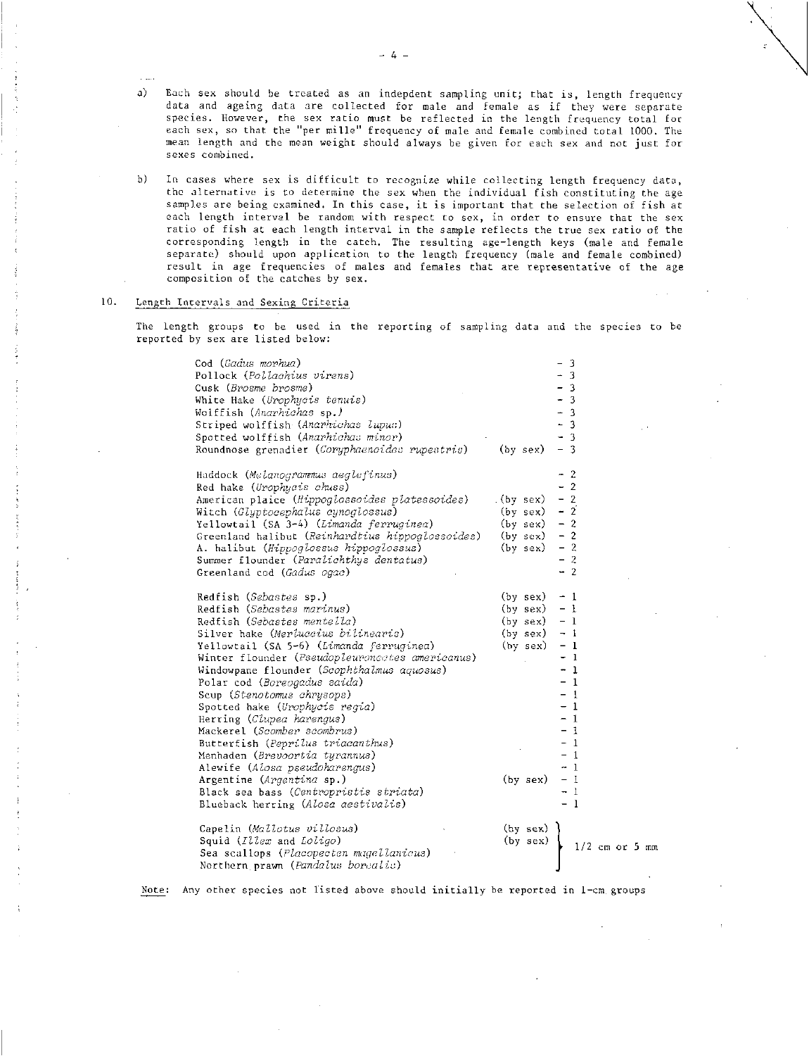a) Each sex should be treated as an indepdent sampling unit; that is, length frequency data and ageing data are collected for male and female as if they were separate species. However, the sex ratio must be reflected in the length frequency total for each sex, so that the "per mille" frequency of male and female combined total 1000. The mean length and the mean weight should always be given for each sex and not just for sexes combined.

b) In cases where sex is difficult to recognize while collecting length frequency data, the alternative is to determine the sex when the individual fish constituting the age samples are being examined. In this case, it is important that the selection of fish at each length interval be random with respect to sex, in order to ensure that the sex ratio of fish at each length interval in the sample reflects the true sex ratio of the corresponding length in the catch. The resulting age-length keys (male and female separate) should upon application to the length frequency (male and female combined) result in age frequencies of males and females that are representative of the age composition of the catches by sex.

## 10. Length Intervals and Sexing Criteria

The length groups to be used in the reporting of sampling data and the species to be reported by sex are listed below:

| Species | Sex | Length group |
|---|---|---|
| Cod (*Gadus morhua*) | | - 3 |
| Pollock (*Pollachius virens*) | | - 3 |
| Cusk (*Brosme brosme*) | | - 3 |
| White Hake (*Urophycis tenuis*) | | - 3 |
| Wolffish (*Anarhichas* sp.) | | - 3 |
| Striped wolffish (*Anarhichas lupus*) | | - 3 |
| Spotted wolffish (*Anarhichas minor*) | | - 3 |
| Roundnose grenadier (*Coryphaenoides rupestris*) | (by sex) | - 3 |
| Haddock (*Melanogrammus aeglefinus*) | | - 2 |
| Red hake (*Urophycis chuss*) | | - 2 |
| American plaice (*Hippoglossoides platessoides*) | (by sex) | - 2 |
| Witch (*Glyptocephalus cynoglossus*) | (by sex) | - 2 |
| Yellowtail (SA 3-4) (*Limanda ferruginea*) | (by sex) | - 2 |
| Greenland halibut (*Reinhardtius hippoglossoides*) | (by sex) | - 2 |
| A. halibut (*Hippoglossus hippoglossus*) | (by sex) | - 2 |
| Summer flounder (*Paralichthys dentatus*) | | - 2 |
| Greenland cod (*Gadus ogac*) | | - 2 |
| Redfish (*Sebastes* sp.) | (by sex) | - 1 |
| Redfish (*Sebastes marinus*) | (by sex) | - 1 |
| Redfish (*Sebastes mentella*) | (by sex) | - 1 |
| Silver hake (*Merluccius bilinearis*) | (by sex) | - 1 |
| Yellowtail (SA 5-6) (*Limanda ferruginea*) | (by sex) | - 1 |
| Winter flounder (*Pseudopleuronectes americanus*) | | - 1 |
| Windowpane flounder (*Scophthalmus aquosus*) | | - 1 |
| Polar cod (*Boreogadus saida*) | | - 1 |
| Scup (*Stenotomus chrysops*) | | - 1 |
| Spotted hake (*Urophycis regia*) | | - 1 |
| Herring (*Clupea harengus*) | | - 1 |
| Mackerel (*Scomber scombrus*) | | - 1 |
| Butterfish (*Peprilus triacanthus*) | | - 1 |
| Menhaden (*Brevoortia tyrannus*) | | - 1 |
| Alewife (*Alosa pseudoharengus*) | | - 1 |
| Argentine (*Argentina* sp.) | (by sex) | - 1 |
| Black sea bass (*Centropristis striata*) | | - 1 |
| Blueback herring (*Alosa aestivalis*) | | - 1 |
| Capelin (*Mallotus villosus*) | (by sex) | 1/2 cm or 5 mm |
| Squid (*Illex* and *Loligo*) | (by sex) | 1/2 cm or 5 mm |
| Sea scallops (*Placopecten magellanicus*) | | 1/2 cm or 5 mm |
| Northern prawn (*Pandalus borealis*) | | 1/2 cm or 5 mm |

Note: Any other species not listed above should initially be reported in 1-cm groups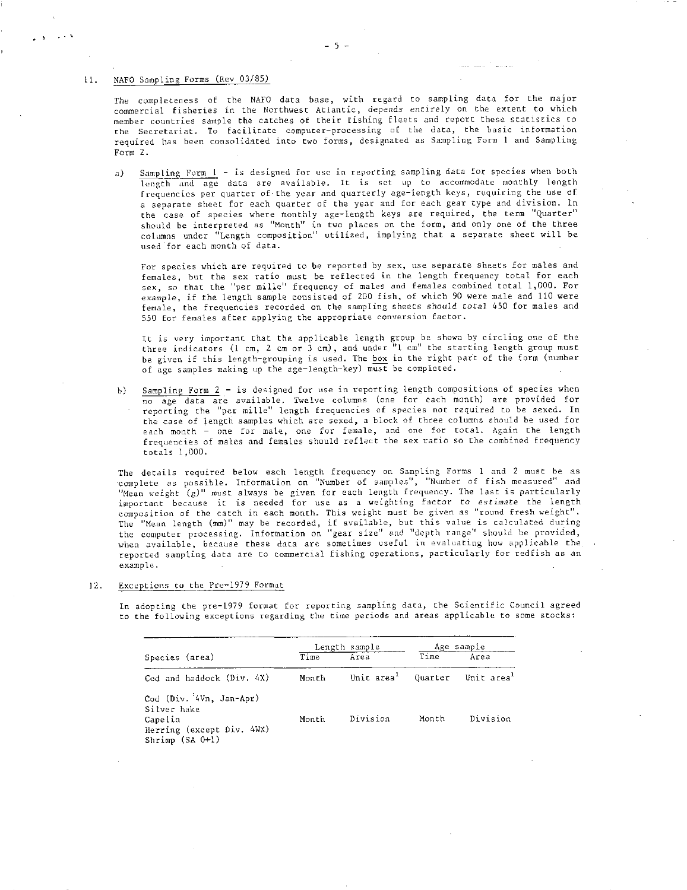## 11. NAFO Sampling Forms (Rev 03/85)

The completeness of the NAFO data base, with regard to sampling data for the major commercial fisheries in the Northwest Atlantic, *depends entirely* on the extent to which member countries sample the catches of their fishing fleets and report these statistics to the Secretariat. To facilitate computer-processing of the data, the basic information required has been consolidated into two forms, designated as Sampling Form 1 and Sampling Form 2.

a) Sampling Form 1 - is designed for use in reporting sampling data for species when both length and age data are available. It is set up to accommodate monthly length frequencies per quarter of the year and quarterly age-length keys, requiring the use of a separate sheet for each quarter of the year and for each gear type and division. In the case of species where monthly age-length keys are required, the term "Quarter" should be interpreted as "Month" in two places on the form, and only one of the three columns under "Length composition" utilized, implying that a separate sheet will be used for each month of data.

   For species which are required to be reported by sex, use separate sheets for males and females, but the sex ratio must be reflected in the length frequency total for each sex, so that the "per mille" frequency of males and females combined total 1,000. For example, if the length sample consisted of 200 fish, of which 90 were male and 110 were female, the frequencies recorded on the sampling sheets *should total* 450 for males and 550 for females after applying the appropriate conversion factor.

   It is very important that the applicable length group be shown by circling one of the three indicators (1 cm, 2 cm or 3 cm), and under "1 cm" the starting length group must be given if this length-grouping is used. The box in the right part of the form (number of age samples making up the age-length-key) must be completed.

b) Sampling Form 2 - is designed for use in reporting length compositions of species when no age data are available. Twelve columns (one for each month) are provided for reporting the "per mille" length frequencies of species not required to be sexed. In the case of length samples which are sexed, a block of three columns should be used for each month - one for male, one for female, and one for total. Again the length frequencies of males and females should reflect the sex ratio so the combined frequency totals 1,000.

The details required below each length frequency on Sampling Forms 1 and 2 must be as complete as possible. Information on "Number of samples", "Number of fish measured" and "Mean weight (g)" must always be given for each length frequency. The last is particularly important because it is needed for use as a weighting factor *to estimate* the length composition of the catch in each month. This weight must be given as "round fresh weight". The "Mean length (mm)" may be recorded, if available, but this value is calculated during the computer processing. Information on "gear size" and "depth range" should be provided, when available, because these data are sometimes useful in evaluating how applicable the reported sampling data are to commercial fishing operations, particularly for redfish as an example.

## 12. Exceptions to the Pre-1979 Format

In adopting the pre-1979 format for reporting sampling data, the Scientific Council agreed to the following exceptions regarding the time periods and areas applicable to some stocks:

| Species (area) | Length sample | | Age sample | |
|---|---|---|---|---|
| | Time | Area | Time | Area |
| Cod and haddock (Div. 4X) | Month | Unit area[1] | Quarter | Unit area[1] |
| Cod (Div. 4Vn, Jan-Apr)<br>Silver hake<br>Capelin<br>Herring (except Div. 4WX)<br>Shrimp (SA 0+1) | Month | Division | Month | Division |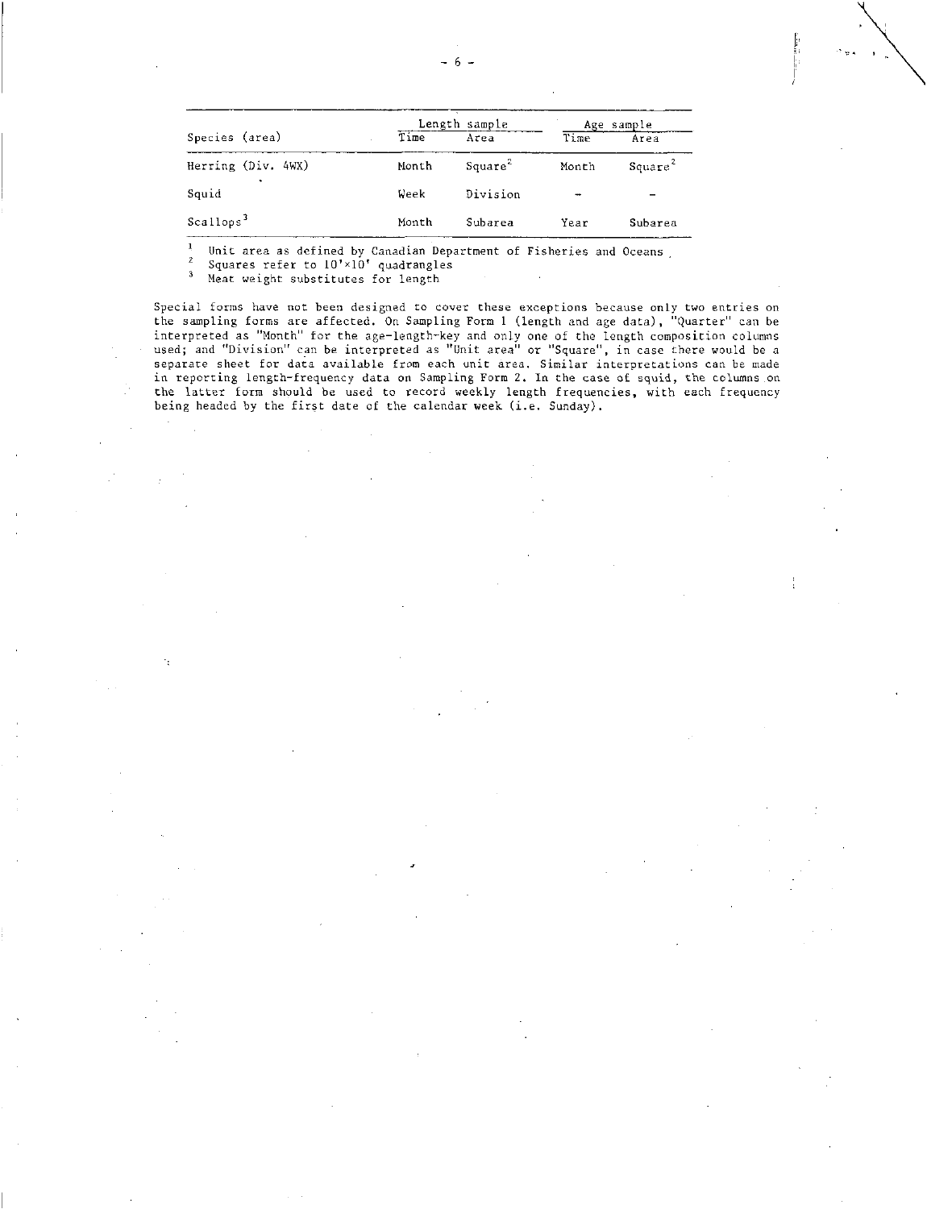| Species (area) | Length sample | | Age sample | |
|---|---|---|---|---|
| | Time | Area | Time | Area |
| Herring (Div. 4WX) | Month | Square[2] | Month | Square[2] |
| Squid | Week | Division | - | - |
| Scallops[3] | Month | Subarea | Year | Subarea |

[1] Unit area as defined by Canadian Department of Fisheries and Oceans.
[2] Squares refer to 10'×10' quadrangles
[3] Meat weight substitutes for length

Special forms have not been designed to cover these exceptions because only two entries on the sampling forms are affected. On Sampling Form 1 (length and age data), "Quarter" can be interpreted as "Month" for the age-length-key and only one of the length composition columns used; and "Division" can be interpreted as "Unit area" or "Square", in case there would be a separate sheet for data available from each unit area. Similar interpretations can be made in reporting length-frequency data on Sampling Form 2. In the case of squid, the columns on the latter form should be used to record weekly length frequencies, with each frequency being headed by the first date of the calendar week (i.e. Sunday).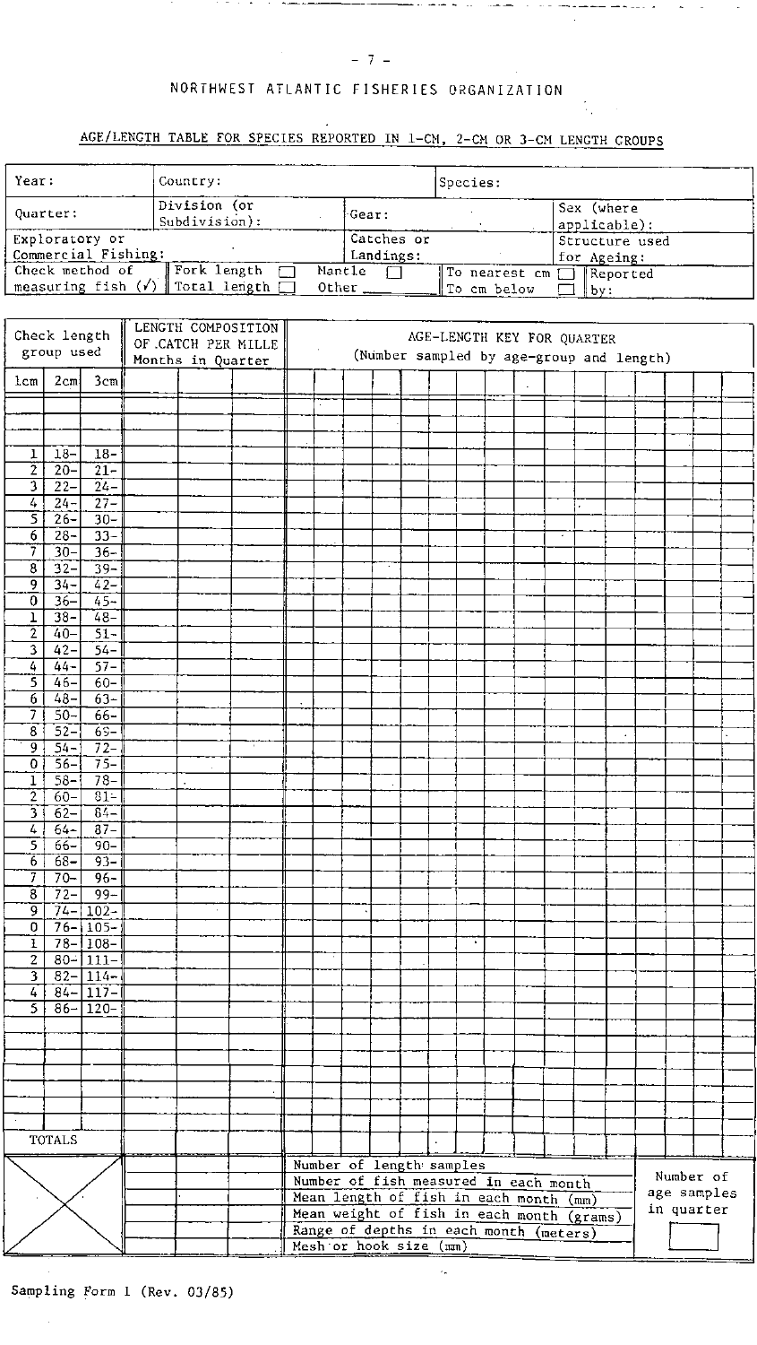## NORTHWEST ATLANTIC FISHERIES ORGANIZATION

### AGE/LENGTH TABLE FOR SPECIES REPORTED IN 1-CM, 2-CM OR 3-CM LENGTH GROUPS

| Year: | Country: | | Species: | |
|---|---|---|---|---|
| Quarter: | Division (or Subdivision): | Gear: | | Sex (where applicable): |
| Exploratory or Commercial Fishing: | | Catches or Landings: | | Structure used for Ageing: |
| Check method of measuring fish (✓) | Fork length ☐ Total length ☐ | Mantle ☐ Other ____ | To nearest cm ☐ To cm below ☐ | Reported by: |

| Check length group used | | | LENGTH COMPOSITION OF CATCH PER MILLE Months in Quarter | | | AGE-LENGTH KEY FOR QUARTER (Number sampled by age-group and length) |
|---|---|---|---|---|---|---|
| 1cm | 2cm | 3cm | | | | |
| | | | | | | |
| | | | | | | |
| | | | | | | |
| 1 | 18- | 18- | | | | |
| 2 | 20- | 21- | | | | |
| 3 | 22- | 24- | | | | |
| 4 | 24- | 27- | | | | |
| 5 | 26- | 30- | | | | |
| 6 | 28- | 33- | | | | |
| 7 | 30- | 36- | | | | |
| 8 | 32- | 39- | | | | |
| 9 | 34- | 42- | | | | |
| 0 | 36- | 45- | | | | |
| 1 | 38- | 48- | | | | |
| 2 | 40- | 51- | | | | |
| 3 | 42- | 54- | | | | |
| 4 | 44- | 57- | | | | |
| 5 | 46- | 60- | | | | |
| 6 | 48- | 63- | | | | |
| 7 | 50- | 66- | | | | |
| 8 | 52- | 69- | | | | |
| 9 | 54- | 72- | | | | |
| 0 | 56- | 75- | | | | |
| 1 | 58- | 78- | | | | |
| 2 | 60- | 81- | | | | |
| 3 | 62- | 84- | | | | |
| 4 | 64- | 87- | | | | |
| 5 | 66- | 90- | | | | |
| 6 | 68- | 93- | | | | |
| 7 | 70- | 96- | | | | |
| 8 | 72- | 99- | | | | |
| 9 | 74- | 102- | | | | |
| 0 | 76- | 105- | | | | |
| 1 | 78- | 108- | | | | |
| 2 | 80- | 111- | | | | |
| 3 | 82- | 114- | | | | |
| 4 | 84- | 117- | | | | |
| 5 | 86- | 120- | | | | |
| | | | | | | |
| | | | | | | |
| | | | | | | |
| | | | | | | |
| | | | | | | |
| | | | | | | |
| TOTALS | | | | | | |

| | | | | | |
|---|---|---|---|---|---|
| | | | | Number of length samples | Number of age samples in quarter |
| | | | | Number of fish measured in each month | |
| | | | | Mean length of fish in each month (mm) | |
| | | | | Mean weight of fish in each month (grams) | |
| | | | | Range of depths in each month (meters) | |
| | | | | Mesh or hook size (mm) | |

Sampling Form 1 (Rev. 03/85)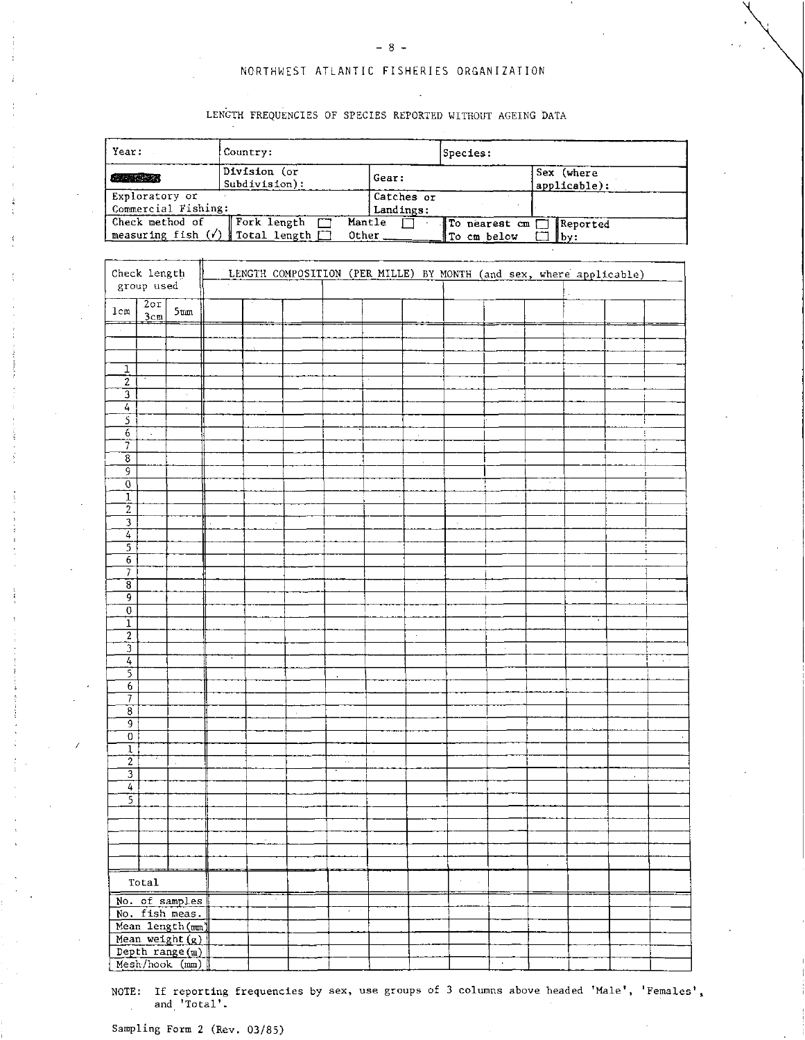# NORTHWEST ATLANTIC FISHERIES ORGANIZATION

## LENGTH FREQUENCIES OF SPECIES REPORTED WITHOUT AGEING DATA

| | | | | | |
|---|---|---|---|---|---|
| Year: | Country: | | Species: | | |
| | Division (or Subdivision): | Gear: | | Sex (where applicable): | |
| Exploratory or Commercial Fishing: | | Catches or Landings: | | | |
| Check method of measuring fish (✓) | Fork length ☐ Total length ☐ | Mantle ☐ Other ____ | To nearest cm ☐ To cm below ☐ | Reported by: | |

| Check length group used | | | LENGTH COMPOSITION (PER MILLE) BY MONTH (and sex, where applicable) | | | | | | | | | | | |
|---|---|---|---|---|---|---|---|---|---|---|---|---|---|---|
| 1cm | 2or 3cm | 5mm | | | | | | | | | | | | |
| | | | | | | | | | | | | | | |
| | | | | | | | | | | | | | | |
| | | | | | | | | | | | | | | |
| 1 | | | | | | | | | | | | | | |
| 2 | | | | | | | | | | | | | | |
| 3 | | | | | | | | | | | | | | |
| 4 | | | | | | | | | | | | | | |
| 5 | | | | | | | | | | | | | | |
| 6 | | | | | | | | | | | | | | |
| 7 | | | | | | | | | | | | | | |
| 8 | | | | | | | | | | | | | | |
| 9 | | | | | | | | | | | | | | |
| 0 | | | | | | | | | | | | | | |
| 1 | | | | | | | | | | | | | | |
| 2 | | | | | | | | | | | | | | |
| 3 | | | | | | | | | | | | | | |
| 4 | | | | | | | | | | | | | | |
| 5 | | | | | | | | | | | | | | |
| 6 | | | | | | | | | | | | | | |
| 7 | | | | | | | | | | | | | | |
| 8 | | | | | | | | | | | | | | |
| 9 | | | | | | | | | | | | | | |
| 0 | | | | | | | | | | | | | | |
| 1 | | | | | | | | | | | | | | |
| 2 | | | | | | | | | | | | | | |
| 3 | | | | | | | | | | | | | | |
| 4 | | | | | | | | | | | | | | |
| 5 | | | | | | | | | | | | | | |
| 6 | | | | | | | | | | | | | | |
| 7 | | | | | | | | | | | | | | |
| 8 | | | | | | | | | | | | | | |
| 9 | | | | | | | | | | | | | | |
| 0 | | | | | | | | | | | | | | |
| 1 | | | | | | | | | | | | | | |
| 2 | | | | | | | | | | | | | | |
| 3 | | | | | | | | | | | | | | |
| 4 | | | | | | | | | | | | | | |
| 5 | | | | | | | | | | | | | | |
| | | | | | | | | | | | | | | |
| | | | | | | | | | | | | | | |
| | | | | | | | | | | | | | | |
| | | | | | | | | | | | | | | |
| | | | | | | | | | | | | | | |
| Total | | | | | | | | | | | | | | |
| No. of samples | | | | | | | | | | | | | | |
| No. fish meas. | | | | | | | | | | | | | | |
| Mean length (mm) | | | | | | | | | | | | | | |
| Mean weight (g) | | | | | | | | | | | | | | |
| Depth range (m) | | | | | | | | | | | | | | |
| Mesh/hook (mm) | | | | | | | | | | | | | | |

NOTE: If reporting frequencies by sex, use groups of 3 columns above headed 'Male', 'Females', and 'Total'.

Sampling Form 2 (Rev. 03/85)